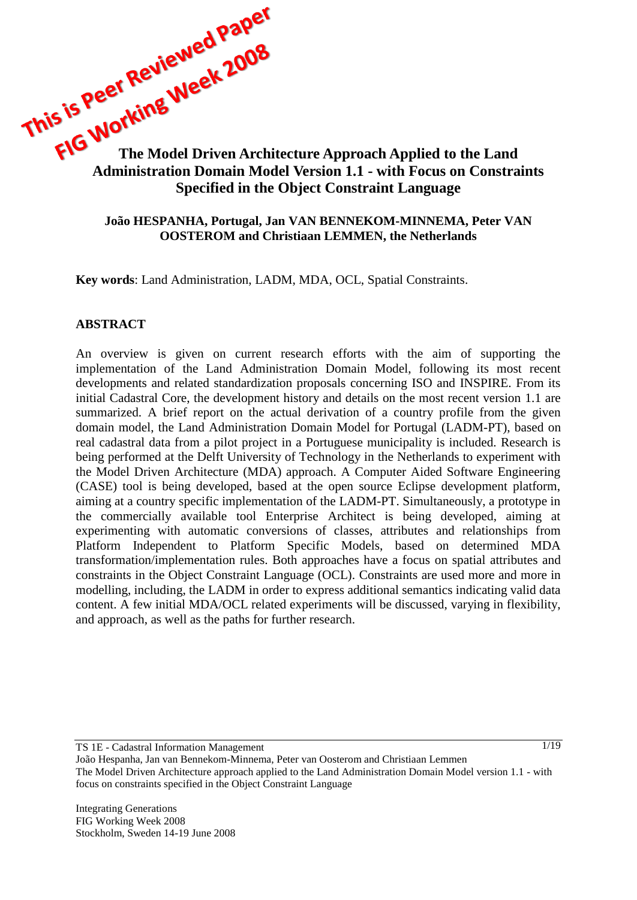This is Peer Reviewed Paper
FIG Working Week 2008

# The Model Driven Architecture Approach Applied to the Land Administration Domain Model Version 1.1 - with Focus on Constraints Specified in the Object Constraint Language

**João HESPANHA, Portugal, Jan VAN BENNEKOM-MINNEMA, Peter VAN OOSTEROM and Christiaan LEMMEN, the Netherlands**

**Key words**: Land Administration, LADM, MDA, OCL, Spatial Constraints.

## ABSTRACT

An overview is given on current research efforts with the aim of supporting the implementation of the Land Administration Domain Model, following its most recent developments and related standardization proposals concerning ISO and INSPIRE. From its initial Cadastral Core, the development history and details on the most recent version 1.1 are summarized. A brief report on the actual derivation of a country profile from the given domain model, the Land Administration Domain Model for Portugal (LADM-PT), based on real cadastral data from a pilot project in a Portuguese municipality is included. Research is being performed at the Delft University of Technology in the Netherlands to experiment with the Model Driven Architecture (MDA) approach. A Computer Aided Software Engineering (CASE) tool is being developed, based at the open source Eclipse development platform, aiming at a country specific implementation of the LADM-PT. Simultaneously, a prototype in the commercially available tool Enterprise Architect is being developed, aiming at experimenting with automatic conversions of classes, attributes and relationships from Platform Independent to Platform Specific Models, based on determined MDA transformation/implementation rules. Both approaches have a focus on spatial attributes and constraints in the Object Constraint Language (OCL). Constraints are used more and more in modelling, including, the LADM in order to express additional semantics indicating valid data content. A few initial MDA/OCL related experiments will be discussed, varying in flexibility, and approach, as well as the paths for further research.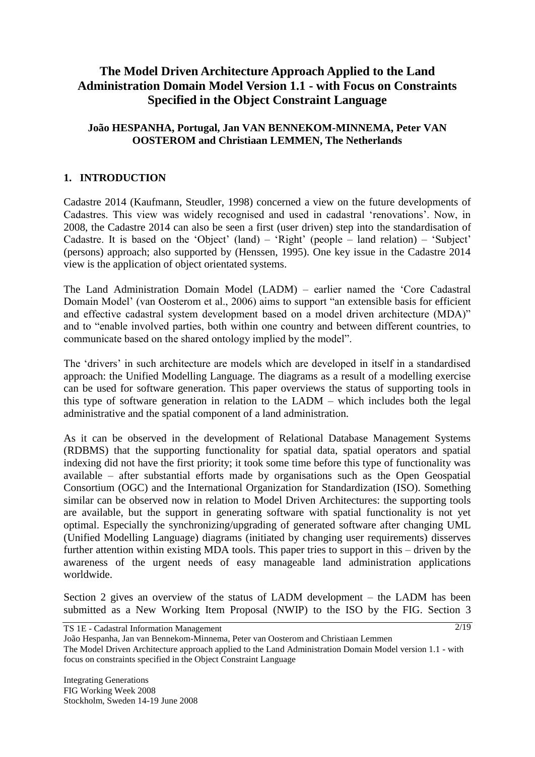# The Model Driven Architecture Approach Applied to the Land Administration Domain Model Version 1.1 - with Focus on Constraints Specified in the Object Constraint Language

**João HESPANHA, Portugal, Jan VAN BENNEKOM-MINNEMA, Peter VAN OOSTEROM and Christiaan LEMMEN, The Netherlands**

## 1. INTRODUCTION

Cadastre 2014 (Kaufmann, Steudler, 1998) concerned a view on the future developments of Cadastres. This view was widely recognised and used in cadastral 'renovations'. Now, in 2008, the Cadastre 2014 can also be seen a first (user driven) step into the standardisation of Cadastre. It is based on the 'Object' (land) – 'Right' (people – land relation) – 'Subject' (persons) approach; also supported by (Henssen, 1995). One key issue in the Cadastre 2014 view is the application of object orientated systems.

The Land Administration Domain Model (LADM) – earlier named the 'Core Cadastral Domain Model' (van Oosterom et al., 2006) aims to support "an extensible basis for efficient and effective cadastral system development based on a model driven architecture (MDA)" and to "enable involved parties, both within one country and between different countries, to communicate based on the shared ontology implied by the model".

The 'drivers' in such architecture are models which are developed in itself in a standardised approach: the Unified Modelling Language. The diagrams as a result of a modelling exercise can be used for software generation. This paper overviews the status of supporting tools in this type of software generation in relation to the LADM – which includes both the legal administrative and the spatial component of a land administration.

As it can be observed in the development of Relational Database Management Systems (RDBMS) that the supporting functionality for spatial data, spatial operators and spatial indexing did not have the first priority; it took some time before this type of functionality was available – after substantial efforts made by organisations such as the Open Geospatial Consortium (OGC) and the International Organization for Standardization (ISO). Something similar can be observed now in relation to Model Driven Architectures: the supporting tools are available, but the support in generating software with spatial functionality is not yet optimal. Especially the synchronizing/upgrading of generated software after changing UML (Unified Modelling Language) diagrams (initiated by changing user requirements) disserves further attention within existing MDA tools. This paper tries to support in this – driven by the awareness of the urgent needs of easy manageable land administration applications worldwide.

Section 2 gives an overview of the status of LADM development – the LADM has been submitted as a New Working Item Proposal (NWIP) to the ISO by the FIG. Section 3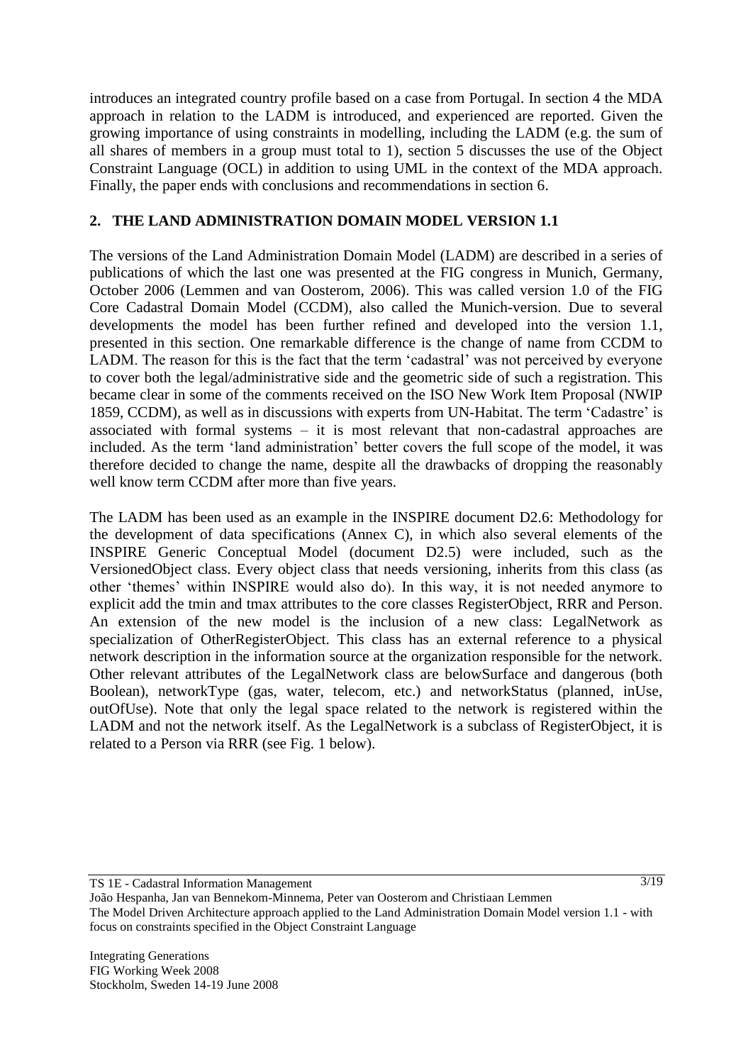introduces an integrated country profile based on a case from Portugal. In section 4 the MDA approach in relation to the LADM is introduced, and experienced are reported. Given the growing importance of using constraints in modelling, including the LADM (e.g. the sum of all shares of members in a group must total to 1), section 5 discusses the use of the Object Constraint Language (OCL) in addition to using UML in the context of the MDA approach. Finally, the paper ends with conclusions and recommendations in section 6.

## 2. THE LAND ADMINISTRATION DOMAIN MODEL VERSION 1.1

The versions of the Land Administration Domain Model (LADM) are described in a series of publications of which the last one was presented at the FIG congress in Munich, Germany, October 2006 (Lemmen and van Oosterom, 2006). This was called version 1.0 of the FIG Core Cadastral Domain Model (CCDM), also called the Munich-version. Due to several developments the model has been further refined and developed into the version 1.1, presented in this section. One remarkable difference is the change of name from CCDM to LADM. The reason for this is the fact that the term 'cadastral' was not perceived by everyone to cover both the legal/administrative side and the geometric side of such a registration. This became clear in some of the comments received on the ISO New Work Item Proposal (NWIP 1859, CCDM), as well as in discussions with experts from UN-Habitat. The term 'Cadastre' is associated with formal systems – it is most relevant that non-cadastral approaches are included. As the term 'land administration' better covers the full scope of the model, it was therefore decided to change the name, despite all the drawbacks of dropping the reasonably well know term CCDM after more than five years.

The LADM has been used as an example in the INSPIRE document D2.6: Methodology for the development of data specifications (Annex C), in which also several elements of the INSPIRE Generic Conceptual Model (document D2.5) were included, such as the VersionedObject class. Every object class that needs versioning, inherits from this class (as other 'themes' within INSPIRE would also do). In this way, it is not needed anymore to explicit add the tmin and tmax attributes to the core classes RegisterObject, RRR and Person. An extension of the new model is the inclusion of a new class: LegalNetwork as specialization of OtherRegisterObject. This class has an external reference to a physical network description in the information source at the organization responsible for the network. Other relevant attributes of the LegalNetwork class are belowSurface and dangerous (both Boolean), networkType (gas, water, telecom, etc.) and networkStatus (planned, inUse, outOfUse). Note that only the legal space related to the network is registered within the LADM and not the network itself. As the LegalNetwork is a subclass of RegisterObject, it is related to a Person via RRR (see Fig. 1 below).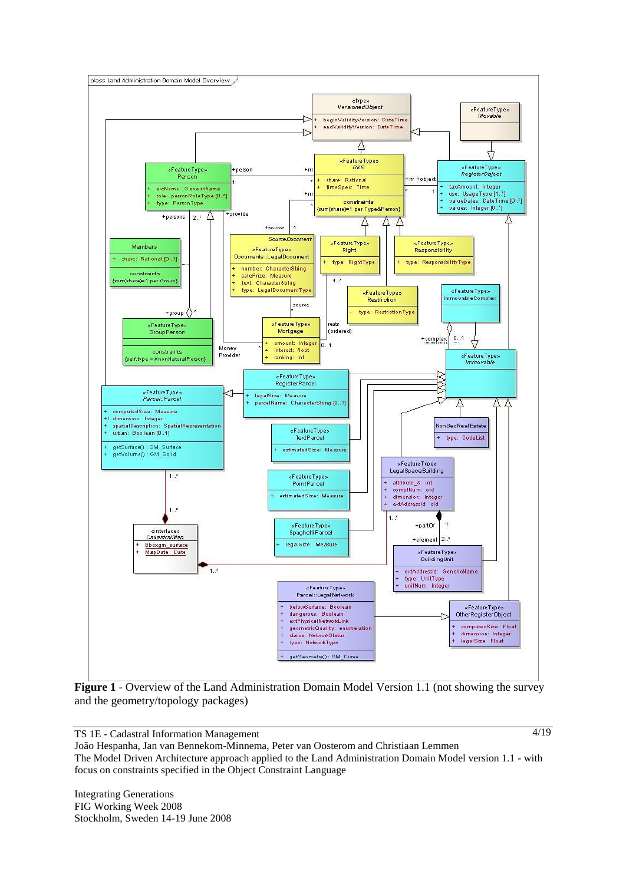**Figure 1** - Overview of the Land Administration Domain Model Version 1.1 (not showing the survey and the geometry/topology packages)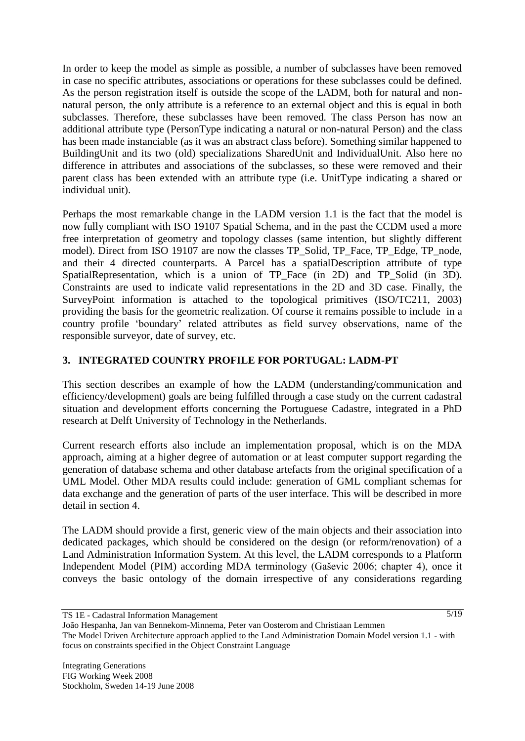In order to keep the model as simple as possible, a number of subclasses have been removed in case no specific attributes, associations or operations for these subclasses could be defined. As the person registration itself is outside the scope of the LADM, both for natural and non-natural person, the only attribute is a reference to an external object and this is equal in both subclasses. Therefore, these subclasses have been removed. The class Person has now an additional attribute type (PersonType indicating a natural or non-natural Person) and the class has been made instanciable (as it was an abstract class before). Something similar happened to BuildingUnit and its two (old) specializations SharedUnit and IndividualUnit. Also here no difference in attributes and associations of the subclasses, so these were removed and their parent class has been extended with an attribute type (i.e. UnitType indicating a shared or individual unit).

Perhaps the most remarkable change in the LADM version 1.1 is the fact that the model is now fully compliant with ISO 19107 Spatial Schema, and in the past the CCDM used a more free interpretation of geometry and topology classes (same intention, but slightly different model). Direct from ISO 19107 are now the classes TP_Solid, TP_Face, TP_Edge, TP_node, and their 4 directed counterparts. A Parcel has a spatialDescription attribute of type SpatialRepresentation, which is a union of TP_Face (in 2D) and TP_Solid (in 3D). Constraints are used to indicate valid representations in the 2D and 3D case. Finally, the SurveyPoint information is attached to the topological primitives (ISO/TC211, 2003) providing the basis for the geometric realization. Of course it remains possible to include in a country profile 'boundary' related attributes as field survey observations, name of the responsible surveyor, date of survey, etc.

## 3. INTEGRATED COUNTRY PROFILE FOR PORTUGAL: LADM-PT

This section describes an example of how the LADM (understanding/communication and efficiency/development) goals are being fulfilled through a case study on the current cadastral situation and development efforts concerning the Portuguese Cadastre, integrated in a PhD research at Delft University of Technology in the Netherlands.

Current research efforts also include an implementation proposal, which is on the MDA approach, aiming at a higher degree of automation or at least computer support regarding the generation of database schema and other database artefacts from the original specification of a UML Model. Other MDA results could include: generation of GML compliant schemas for data exchange and the generation of parts of the user interface. This will be described in more detail in section 4.

The LADM should provide a first, generic view of the main objects and their association into dedicated packages, which should be considered on the design (or reform/renovation) of a Land Administration Information System. At this level, the LADM corresponds to a Platform Independent Model (PIM) according MDA terminology (Gaševic 2006; chapter 4), once it conveys the basic ontology of the domain irrespective of any considerations regarding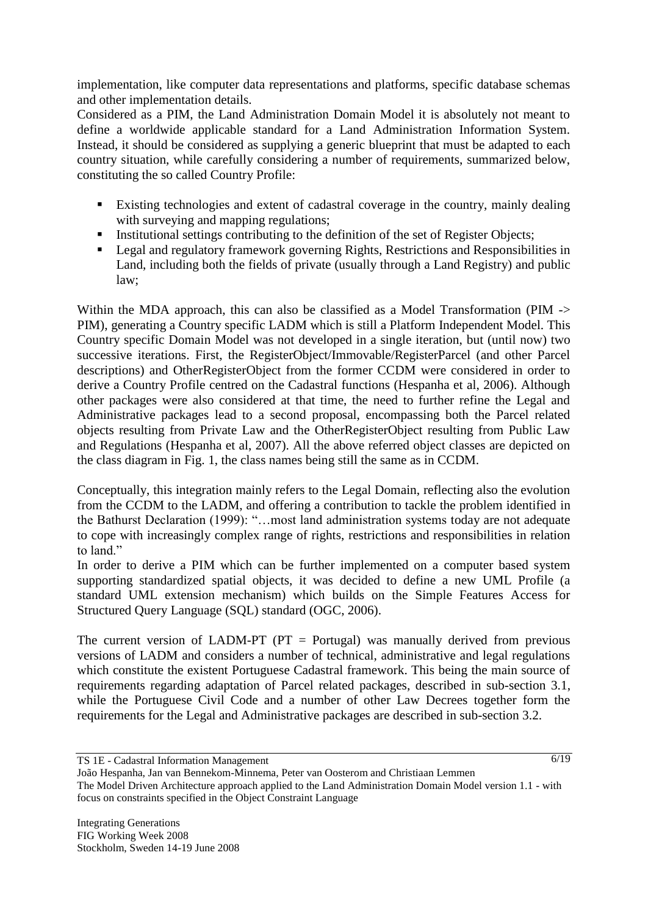implementation, like computer data representations and platforms, specific database schemas and other implementation details.
Considered as a PIM, the Land Administration Domain Model it is absolutely not meant to define a worldwide applicable standard for a Land Administration Information System. Instead, it should be considered as supplying a generic blueprint that must be adapted to each country situation, while carefully considering a number of requirements, summarized below, constituting the so called Country Profile:

- Existing technologies and extent of cadastral coverage in the country, mainly dealing with surveying and mapping regulations;
- Institutional settings contributing to the definition of the set of Register Objects;
- Legal and regulatory framework governing Rights, Restrictions and Responsibilities in Land, including both the fields of private (usually through a Land Registry) and public law;

Within the MDA approach, this can also be classified as a Model Transformation (PIM -> PIM), generating a Country specific LADM which is still a Platform Independent Model. This Country specific Domain Model was not developed in a single iteration, but (until now) two successive iterations. First, the RegisterObject/Immovable/RegisterParcel (and other Parcel descriptions) and OtherRegisterObject from the former CCDM were considered in order to derive a Country Profile centred on the Cadastral functions (Hespanha et al, 2006). Although other packages were also considered at that time, the need to further refine the Legal and Administrative packages lead to a second proposal, encompassing both the Parcel related objects resulting from Private Law and the OtherRegisterObject resulting from Public Law and Regulations (Hespanha et al, 2007). All the above referred object classes are depicted on the class diagram in Fig. 1, the class names being still the same as in CCDM.

Conceptually, this integration mainly refers to the Legal Domain, reflecting also the evolution from the CCDM to the LADM, and offering a contribution to tackle the problem identified in the Bathurst Declaration (1999): "…most land administration systems today are not adequate to cope with increasingly complex range of rights, restrictions and responsibilities in relation to land."
In order to derive a PIM which can be further implemented on a computer based system supporting standardized spatial objects, it was decided to define a new UML Profile (a standard UML extension mechanism) which builds on the Simple Features Access for Structured Query Language (SQL) standard (OGC, 2006).

The current version of LADM-PT (PT = Portugal) was manually derived from previous versions of LADM and considers a number of technical, administrative and legal regulations which constitute the existent Portuguese Cadastral framework. This being the main source of requirements regarding adaptation of Parcel related packages, described in sub-section 3.1, while the Portuguese Civil Code and a number of other Law Decrees together form the requirements for the Legal and Administrative packages are described in sub-section 3.2.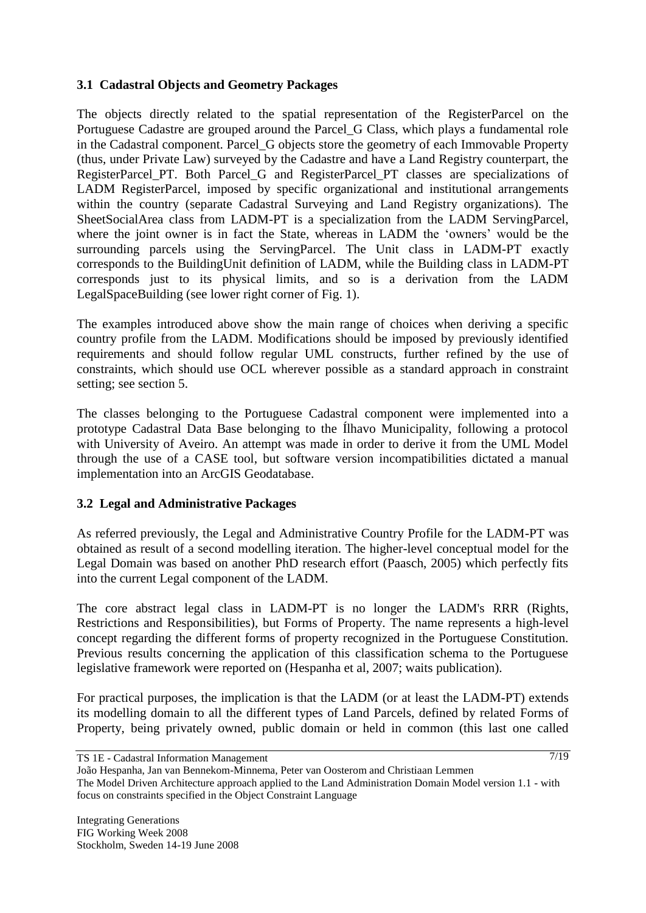### 3.1 Cadastral Objects and Geometry Packages

The objects directly related to the spatial representation of the RegisterParcel on the Portuguese Cadastre are grouped around the Parcel_G Class, which plays a fundamental role in the Cadastral component. Parcel_G objects store the geometry of each Immovable Property (thus, under Private Law) surveyed by the Cadastre and have a Land Registry counterpart, the RegisterParcel_PT. Both Parcel_G and RegisterParcel_PT classes are specializations of LADM RegisterParcel, imposed by specific organizational and institutional arrangements within the country (separate Cadastral Surveying and Land Registry organizations). The SheetSocialArea class from LADM-PT is a specialization from the LADM ServingParcel, where the joint owner is in fact the State, whereas in LADM the 'owners' would be the surrounding parcels using the ServingParcel. The Unit class in LADM-PT exactly corresponds to the BuildingUnit definition of LADM, while the Building class in LADM-PT corresponds just to its physical limits, and so is a derivation from the LADM LegalSpaceBuilding (see lower right corner of Fig. 1).

The examples introduced above show the main range of choices when deriving a specific country profile from the LADM. Modifications should be imposed by previously identified requirements and should follow regular UML constructs, further refined by the use of constraints, which should use OCL wherever possible as a standard approach in constraint setting; see section 5.

The classes belonging to the Portuguese Cadastral component were implemented into a prototype Cadastral Data Base belonging to the Ílhavo Municipality, following a protocol with University of Aveiro. An attempt was made in order to derive it from the UML Model through the use of a CASE tool, but software version incompatibilities dictated a manual implementation into an ArcGIS Geodatabase.

### 3.2 Legal and Administrative Packages

As referred previously, the Legal and Administrative Country Profile for the LADM-PT was obtained as result of a second modelling iteration. The higher-level conceptual model for the Legal Domain was based on another PhD research effort (Paasch, 2005) which perfectly fits into the current Legal component of the LADM.

The core abstract legal class in LADM-PT is no longer the LADM's RRR (Rights, Restrictions and Responsibilities), but Forms of Property. The name represents a high-level concept regarding the different forms of property recognized in the Portuguese Constitution. Previous results concerning the application of this classification schema to the Portuguese legislative framework were reported on (Hespanha et al, 2007; waits publication).

For practical purposes, the implication is that the LADM (or at least the LADM-PT) extends its modelling domain to all the different types of Land Parcels, defined by related Forms of Property, being privately owned, public domain or held in common (this last one called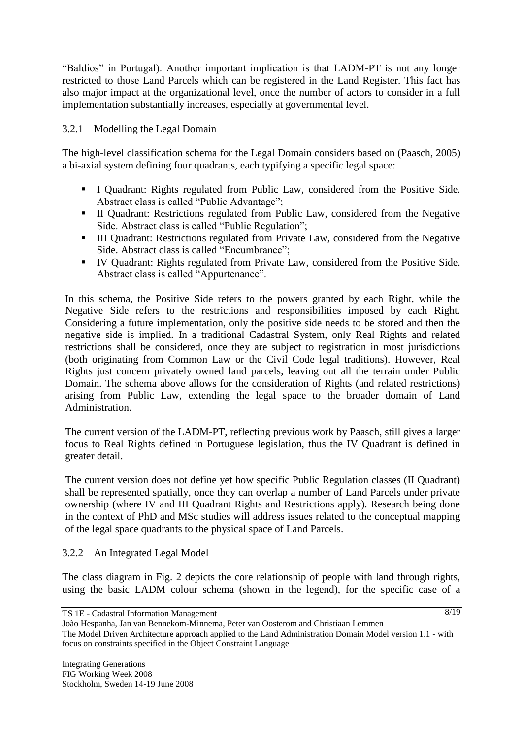"Baldios" in Portugal). Another important implication is that LADM-PT is not any longer restricted to those Land Parcels which can be registered in the Land Register. This fact has also major impact at the organizational level, once the number of actors to consider in a full implementation substantially increases, especially at governmental level.

### 3.2.1 Modelling the Legal Domain

The high-level classification schema for the Legal Domain considers based on (Paasch, 2005) a bi-axial system defining four quadrants, each typifying a specific legal space:

- I Quadrant: Rights regulated from Public Law, considered from the Positive Side. Abstract class is called "Public Advantage";
- II Quadrant: Restrictions regulated from Public Law, considered from the Negative Side. Abstract class is called "Public Regulation";
- III Quadrant: Restrictions regulated from Private Law, considered from the Negative Side. Abstract class is called "Encumbrance";
- IV Quadrant: Rights regulated from Private Law, considered from the Positive Side. Abstract class is called "Appurtenance".

In this schema, the Positive Side refers to the powers granted by each Right, while the Negative Side refers to the restrictions and responsibilities imposed by each Right. Considering a future implementation, only the positive side needs to be stored and then the negative side is implied. In a traditional Cadastral System, only Real Rights and related restrictions shall be considered, once they are subject to registration in most jurisdictions (both originating from Common Law or the Civil Code legal traditions). However, Real Rights just concern privately owned land parcels, leaving out all the terrain under Public Domain. The schema above allows for the consideration of Rights (and related restrictions) arising from Public Law, extending the legal space to the broader domain of Land Administration.

The current version of the LADM-PT, reflecting previous work by Paasch, still gives a larger focus to Real Rights defined in Portuguese legislation, thus the IV Quadrant is defined in greater detail.

The current version does not define yet how specific Public Regulation classes (II Quadrant) shall be represented spatially, once they can overlap a number of Land Parcels under private ownership (where IV and III Quadrant Rights and Restrictions apply). Research being done in the context of PhD and MSc studies will address issues related to the conceptual mapping of the legal space quadrants to the physical space of Land Parcels.

### 3.2.2 An Integrated Legal Model

The class diagram in Fig. 2 depicts the core relationship of people with land through rights, using the basic LADM colour schema (shown in the legend), for the specific case of a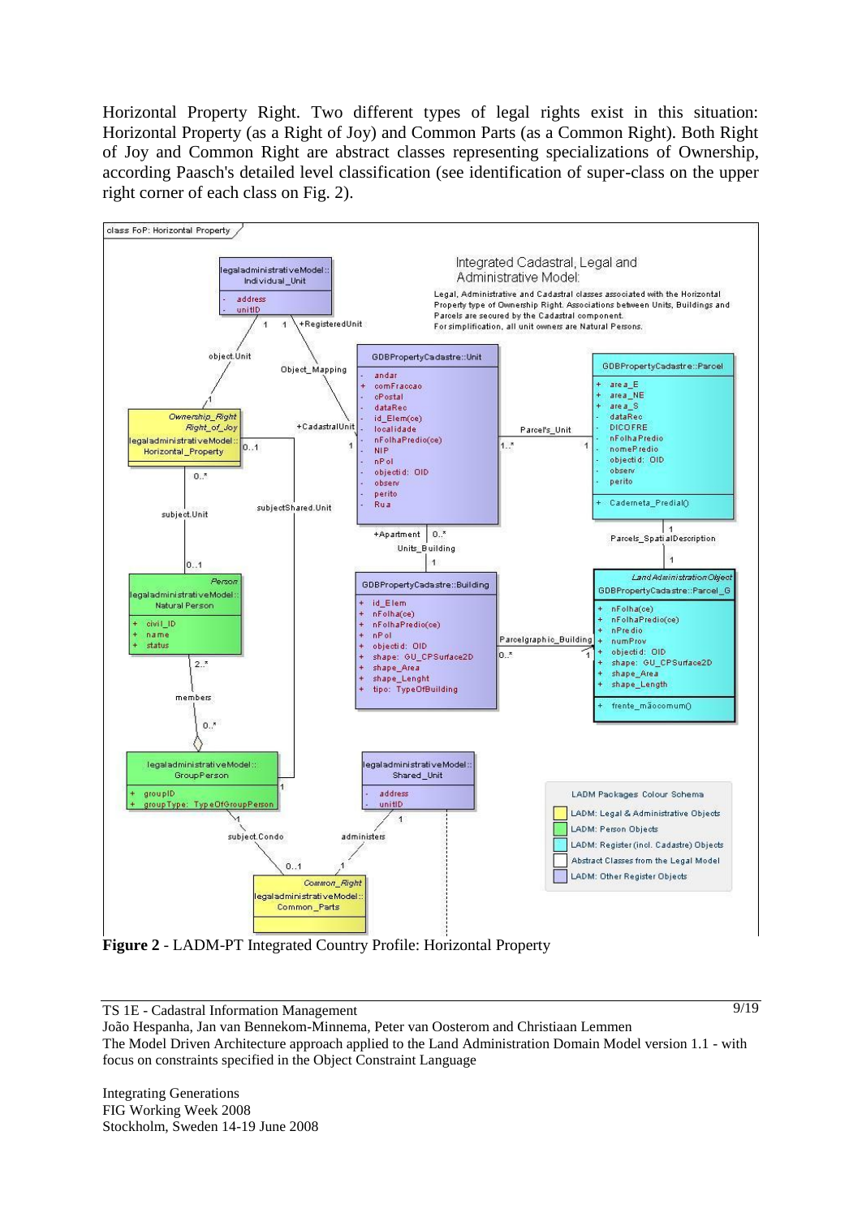Horizontal Property Right. Two different types of legal rights exist in this situation: Horizontal Property (as a Right of Joy) and Common Parts (as a Common Right). Both Right of Joy and Common Right are abstract classes representing specializations of Ownership, according Paasch's detailed level classification (see identification of super-class on the upper right corner of each class on Fig. 2).

**Figure 2** - LADM-PT Integrated Country Profile: Horizontal Property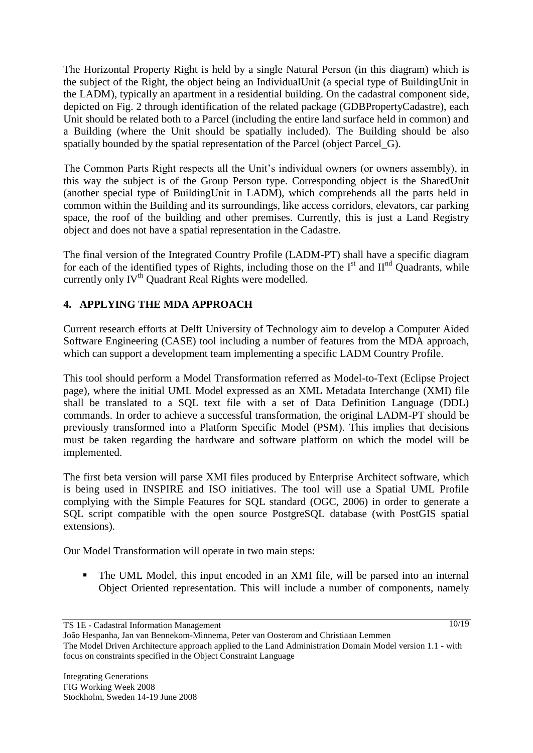The Horizontal Property Right is held by a single Natural Person (in this diagram) which is the subject of the Right, the object being an IndividualUnit (a special type of BuildingUnit in the LADM), typically an apartment in a residential building. On the cadastral component side, depicted on Fig. 2 through identification of the related package (GDBPropertyCadastre), each Unit should be related both to a Parcel (including the entire land surface held in common) and a Building (where the Unit should be spatially included). The Building should be also spatially bounded by the spatial representation of the Parcel (object Parcel_G).

The Common Parts Right respects all the Unit's individual owners (or owners assembly), in this way the subject is of the Group Person type. Corresponding object is the SharedUnit (another special type of BuildingUnit in LADM), which comprehends all the parts held in common within the Building and its surroundings, like access corridors, elevators, car parking space, the roof of the building and other premises. Currently, this is just a Land Registry object and does not have a spatial representation in the Cadastre.

The final version of the Integrated Country Profile (LADM-PT) shall have a specific diagram for each of the identified types of Rights, including those on the I[st] and II[nd] Quadrants, while currently only IV[th] Quadrant Real Rights were modelled.

## 4. APPLYING THE MDA APPROACH

Current research efforts at Delft University of Technology aim to develop a Computer Aided Software Engineering (CASE) tool including a number of features from the MDA approach, which can support a development team implementing a specific LADM Country Profile.

This tool should perform a Model Transformation referred as Model-to-Text (Eclipse Project page), where the initial UML Model expressed as an XML Metadata Interchange (XMI) file shall be translated to a SQL text file with a set of Data Definition Language (DDL) commands. In order to achieve a successful transformation, the original LADM-PT should be previously transformed into a Platform Specific Model (PSM). This implies that decisions must be taken regarding the hardware and software platform on which the model will be implemented.

The first beta version will parse XMI files produced by Enterprise Architect software, which is being used in INSPIRE and ISO initiatives. The tool will use a Spatial UML Profile complying with the Simple Features for SQL standard (OGC, 2006) in order to generate a SQL script compatible with the open source PostgreSQL database (with PostGIS spatial extensions).

Our Model Transformation will operate in two main steps:

- The UML Model, this input encoded in an XMI file, will be parsed into an internal Object Oriented representation. This will include a number of components, namely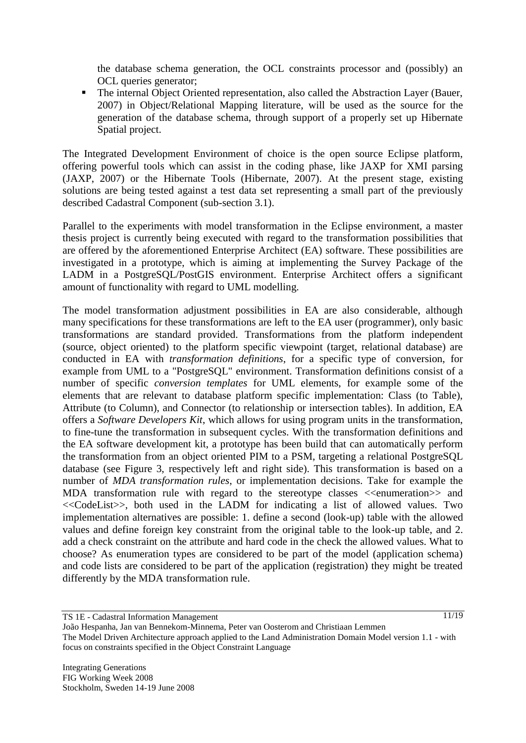the database schema generation, the OCL constraints processor and (possibly) an OCL queries generator;

- The internal Object Oriented representation, also called the Abstraction Layer (Bauer, 2007) in Object/Relational Mapping literature, will be used as the source for the generation of the database schema, through support of a properly set up Hibernate Spatial project.

The Integrated Development Environment of choice is the open source Eclipse platform, offering powerful tools which can assist in the coding phase, like JAXP for XMI parsing (JAXP, 2007) or the Hibernate Tools (Hibernate, 2007). At the present stage, existing solutions are being tested against a test data set representing a small part of the previously described Cadastral Component (sub-section 3.1).

Parallel to the experiments with model transformation in the Eclipse environment, a master thesis project is currently being executed with regard to the transformation possibilities that are offered by the aforementioned Enterprise Architect (EA) software. These possibilities are investigated in a prototype, which is aiming at implementing the Survey Package of the LADM in a PostgreSQL/PostGIS environment. Enterprise Architect offers a significant amount of functionality with regard to UML modelling.

The model transformation adjustment possibilities in EA are also considerable, although many specifications for these transformations are left to the EA user (programmer), only basic transformations are standard provided. Transformations from the platform independent (source, object oriented) to the platform specific viewpoint (target, relational database) are conducted in EA with *transformation definitions*, for a specific type of conversion, for example from UML to a "PostgreSQL" environment. Transformation definitions consist of a number of specific *conversion templates* for UML elements, for example some of the elements that are relevant to database platform specific implementation: Class (to Table), Attribute (to Column), and Connector (to relationship or intersection tables). In addition, EA offers a *Software Developers Kit*, which allows for using program units in the transformation, to fine-tune the transformation in subsequent cycles. With the transformation definitions and the EA software development kit, a prototype has been build that can automatically perform the transformation from an object oriented PIM to a PSM, targeting a relational PostgreSQL database (see Figure 3, respectively left and right side). This transformation is based on a number of *MDA transformation rules*, or implementation decisions. Take for example the MDA transformation rule with regard to the stereotype classes <<enumeration>> and <<CodeList>>, both used in the LADM for indicating a list of allowed values. Two implementation alternatives are possible: 1. define a second (look-up) table with the allowed values and define foreign key constraint from the original table to the look-up table, and 2. add a check constraint on the attribute and hard code in the check the allowed values. What to choose? As enumeration types are considered to be part of the model (application schema) and code lists are considered to be part of the application (registration) they might be treated differently by the MDA transformation rule.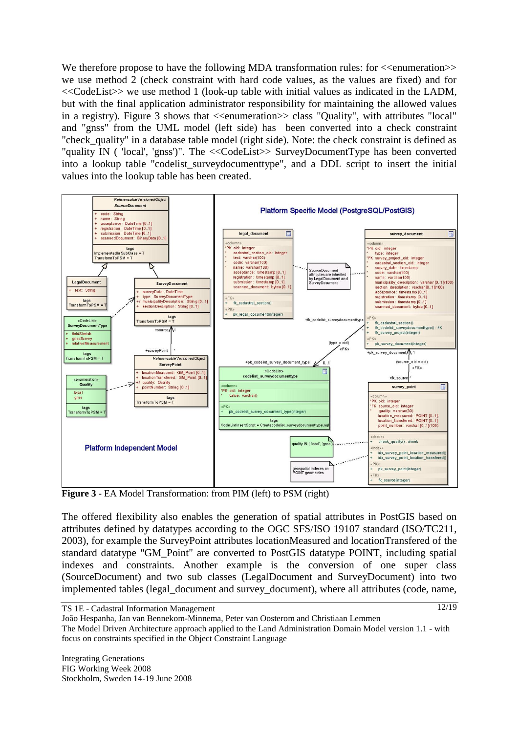We therefore propose to have the following MDA transformation rules: for <<enumeration>> we use method 2 (check constraint with hard code values, as the values are fixed) and for <<CodeList>> we use method 1 (look-up table with initial values as indicated in the LADM, but with the final application administrator responsibility for maintaining the allowed values in a registry). Figure 3 shows that <<enumeration>> class "Quality", with attributes "local" and "gnss" from the UML model (left side) has been converted into a check constraint "check_quality" in a database table model (right side). Note: the check constraint is defined as "quality IN ( 'local', 'gnss')". The <<CodeList>> SurveyDocumentType has been converted into a lookup table "codelist_surveydocumenttype", and a DDL script to insert the initial values into the lookup table has been created.

**Figure 3** - EA Model Transformation: from PIM (left) to PSM (right)

The offered flexibility also enables the generation of spatial attributes in PostGIS based on attributes defined by datatypes according to the OGC SFS/ISO 19107 standard (ISO/TC211, 2003), for example the SurveyPoint attributes locationMeasured and locationTransfered of the standard datatype "GM_Point" are converted to PostGIS datatype POINT, including spatial indexes and constraints. Another example is the conversion of one super class (SourceDocument) and two sub classes (LegalDocument and SurveyDocument) into two implemented tables (legal_document and survey_document), where all attributes (code, name,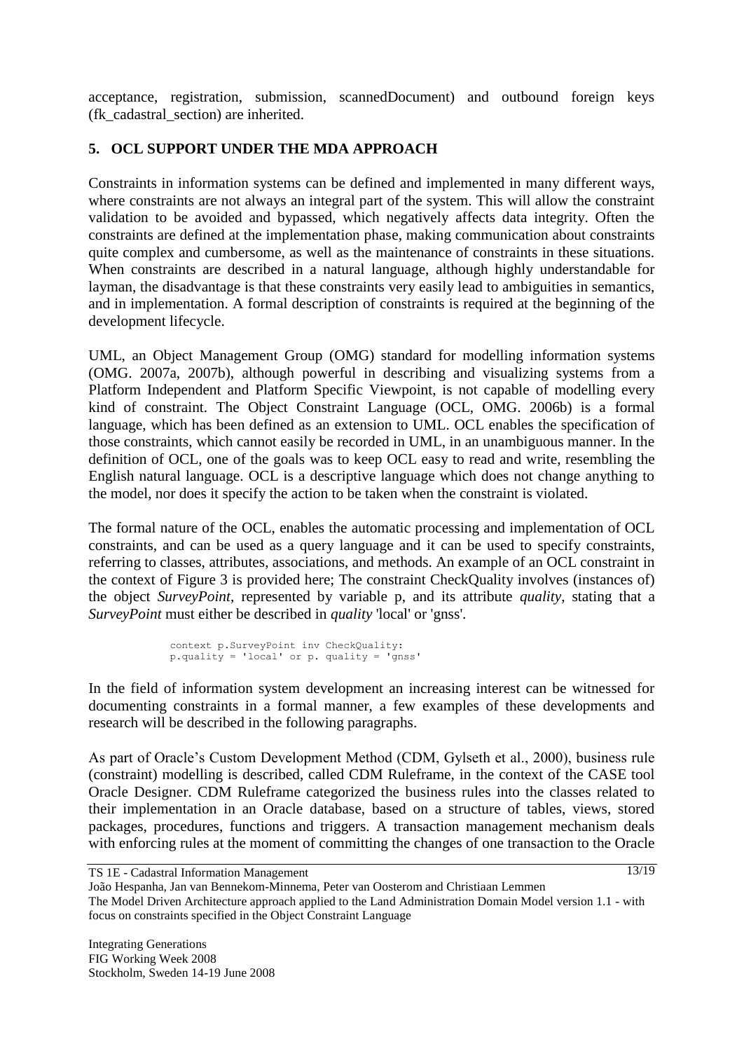acceptance, registration, submission, scannedDocument) and outbound foreign keys (fk_cadastral_section) are inherited.

## 5. OCL SUPPORT UNDER THE MDA APPROACH

Constraints in information systems can be defined and implemented in many different ways, where constraints are not always an integral part of the system. This will allow the constraint validation to be avoided and bypassed, which negatively affects data integrity. Often the constraints are defined at the implementation phase, making communication about constraints quite complex and cumbersome, as well as the maintenance of constraints in these situations. When constraints are described in a natural language, although highly understandable for layman, the disadvantage is that these constraints very easily lead to ambiguities in semantics, and in implementation. A formal description of constraints is required at the beginning of the development lifecycle.

UML, an Object Management Group (OMG) standard for modelling information systems (OMG. 2007a, 2007b), although powerful in describing and visualizing systems from a Platform Independent and Platform Specific Viewpoint, is not capable of modelling every kind of constraint. The Object Constraint Language (OCL, OMG. 2006b) is a formal language, which has been defined as an extension to UML. OCL enables the specification of those constraints, which cannot easily be recorded in UML, in an unambiguous manner. In the definition of OCL, one of the goals was to keep OCL easy to read and write, resembling the English natural language. OCL is a descriptive language which does not change anything to the model, nor does it specify the action to be taken when the constraint is violated.

The formal nature of the OCL, enables the automatic processing and implementation of OCL constraints, and can be used as a query language and it can be used to specify constraints, referring to classes, attributes, associations, and methods. An example of an OCL constraint in the context of Figure 3 is provided here; The constraint CheckQuality involves (instances of) the object *SurveyPoint*, represented by variable p, and its attribute *quality*, stating that a *SurveyPoint* must either be described in *quality* 'local' or 'gnss'.

```
context p.SurveyPoint inv CheckQuality:
p.quality = 'local' or p. quality = 'gnss'
```

In the field of information system development an increasing interest can be witnessed for documenting constraints in a formal manner, a few examples of these developments and research will be described in the following paragraphs.

As part of Oracle's Custom Development Method (CDM, Gylseth et al., 2000), business rule (constraint) modelling is described, called CDM Ruleframe, in the context of the CASE tool Oracle Designer. CDM Ruleframe categorized the business rules into the classes related to their implementation in an Oracle database, based on a structure of tables, views, stored packages, procedures, functions and triggers. A transaction management mechanism deals with enforcing rules at the moment of committing the changes of one transaction to the Oracle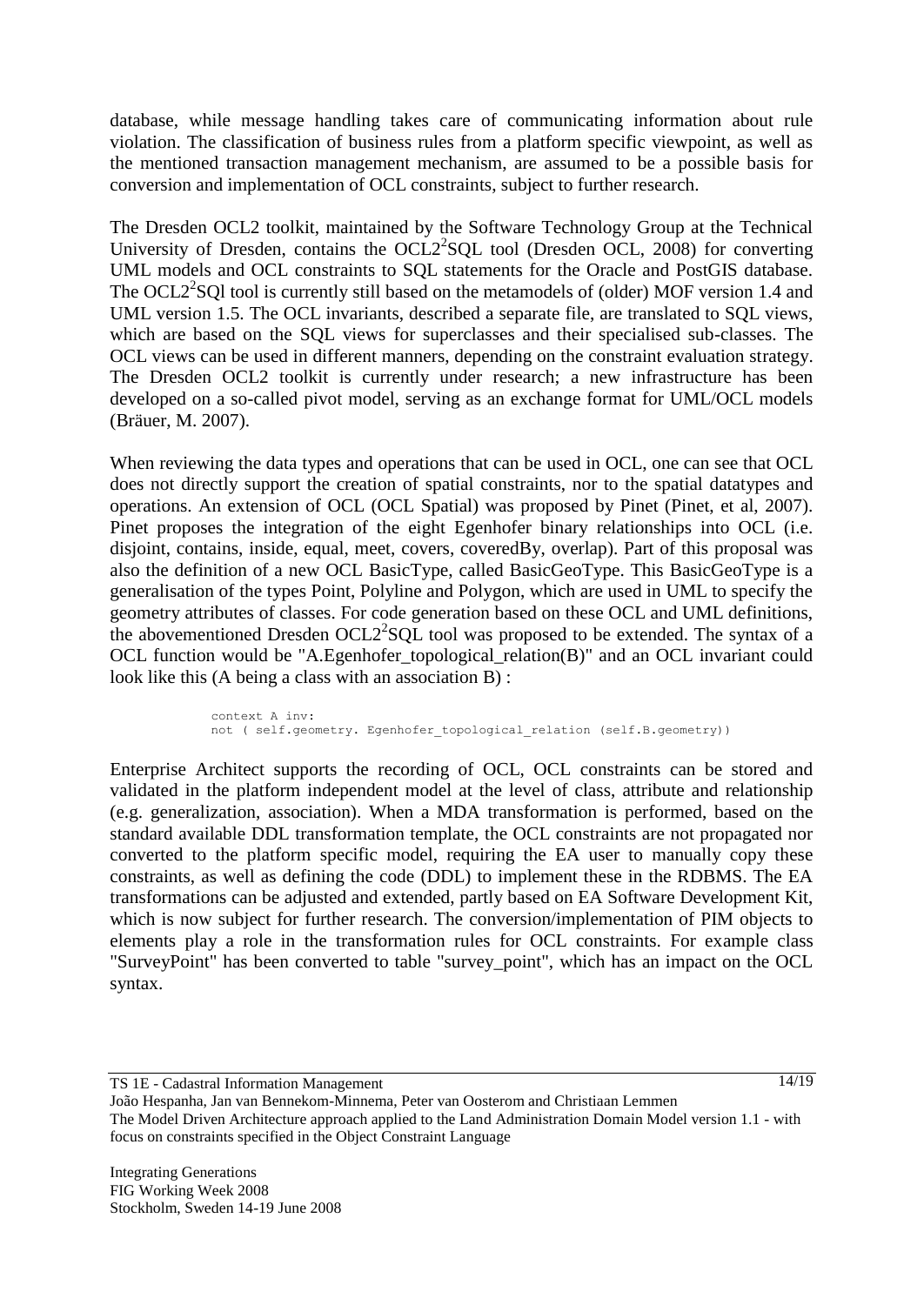database, while message handling takes care of communicating information about rule violation. The classification of business rules from a platform specific viewpoint, as well as the mentioned transaction management mechanism, are assumed to be a possible basis for conversion and implementation of OCL constraints, subject to further research.

The Dresden OCL2 toolkit, maintained by the Software Technology Group at the Technical University of Dresden, contains the $OCL2^2SQL$ tool (Dresden OCL, 2008) for converting UML models and OCL constraints to SQL statements for the Oracle and PostGIS database. The $OCL2^2SQl$ tool is currently still based on the metamodels of (older) MOF version 1.4 and UML version 1.5. The OCL invariants, described a separate file, are translated to SQL views, which are based on the SQL views for superclasses and their specialised sub-classes. The OCL views can be used in different manners, depending on the constraint evaluation strategy. The Dresden OCL2 toolkit is currently under research; a new infrastructure has been developed on a so-called pivot model, serving as an exchange format for UML/OCL models (Bräuer, M. 2007).

When reviewing the data types and operations that can be used in OCL, one can see that OCL does not directly support the creation of spatial constraints, nor to the spatial datatypes and operations. An extension of OCL (OCL Spatial) was proposed by Pinet (Pinet, et al, 2007). Pinet proposes the integration of the eight Egenhofer binary relationships into OCL (i.e. disjoint, contains, inside, equal, meet, covers, coveredBy, overlap). Part of this proposal was also the definition of a new OCL BasicType, called BasicGeoType. This BasicGeoType is a generalisation of the types Point, Polyline and Polygon, which are used in UML to specify the geometry attributes of classes. For code generation based on these OCL and UML definitions, the abovementioned Dresden $OCL2^2SQL$ tool was proposed to be extended. The syntax of a OCL function would be "A.Egenhofer_topological_relation(B)" and an OCL invariant could look like this (A being a class with an association B) :

```
context A inv:
not ( self.geometry. Egenhofer_topological_relation (self.B.geometry))
```

Enterprise Architect supports the recording of OCL, OCL constraints can be stored and validated in the platform independent model at the level of class, attribute and relationship (e.g. generalization, association). When a MDA transformation is performed, based on the standard available DDL transformation template, the OCL constraints are not propagated nor converted to the platform specific model, requiring the EA user to manually copy these constraints, as well as defining the code (DDL) to implement these in the RDBMS. The EA transformations can be adjusted and extended, partly based on EA Software Development Kit, which is now subject for further research. The conversion/implementation of PIM objects to elements play a role in the transformation rules for OCL constraints. For example class "SurveyPoint" has been converted to table "survey_point", which has an impact on the OCL syntax.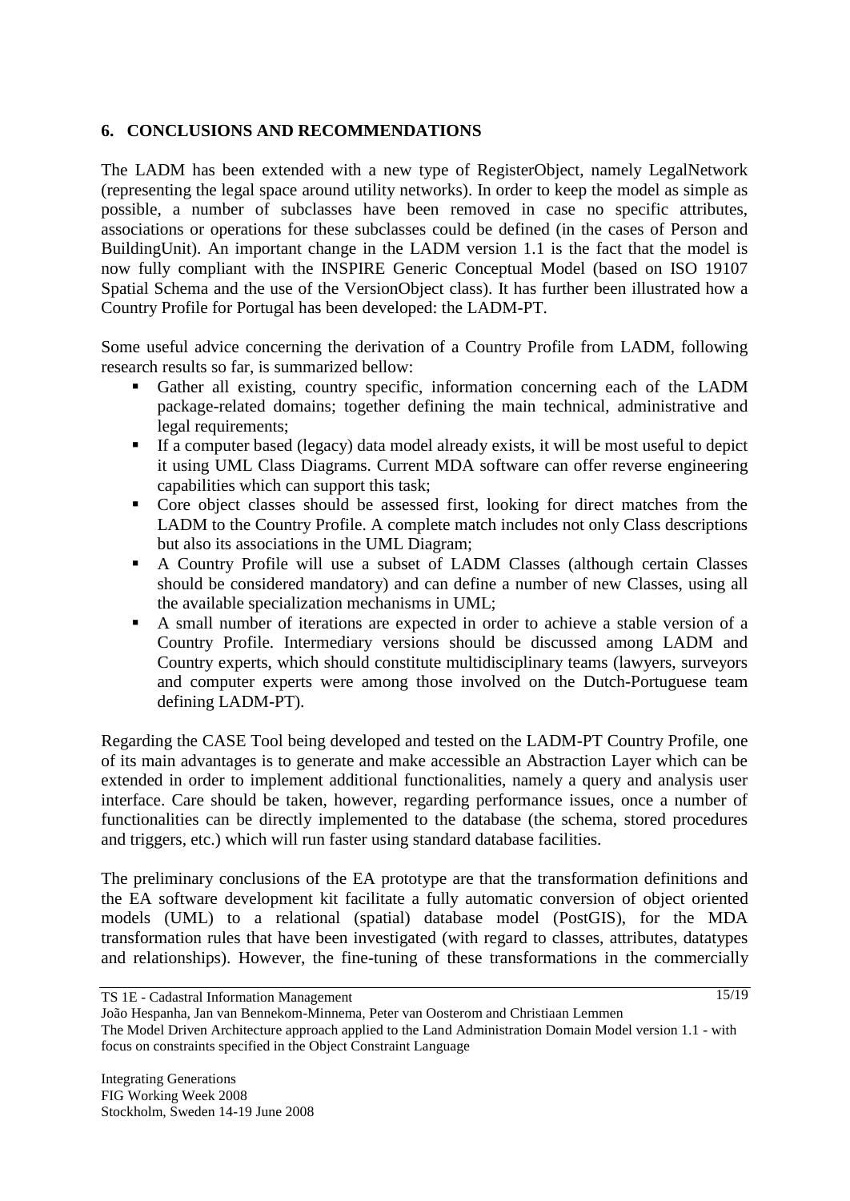## 6. CONCLUSIONS AND RECOMMENDATIONS

The LADM has been extended with a new type of RegisterObject, namely LegalNetwork (representing the legal space around utility networks). In order to keep the model as simple as possible, a number of subclasses have been removed in case no specific attributes, associations or operations for these subclasses could be defined (in the cases of Person and BuildingUnit). An important change in the LADM version 1.1 is the fact that the model is now fully compliant with the INSPIRE Generic Conceptual Model (based on ISO 19107 Spatial Schema and the use of the VersionObject class). It has further been illustrated how a Country Profile for Portugal has been developed: the LADM-PT.

Some useful advice concerning the derivation of a Country Profile from LADM, following research results so far, is summarized bellow:

- Gather all existing, country specific, information concerning each of the LADM package-related domains; together defining the main technical, administrative and legal requirements;
- If a computer based (legacy) data model already exists, it will be most useful to depict it using UML Class Diagrams. Current MDA software can offer reverse engineering capabilities which can support this task;
- Core object classes should be assessed first, looking for direct matches from the LADM to the Country Profile. A complete match includes not only Class descriptions but also its associations in the UML Diagram;
- A Country Profile will use a subset of LADM Classes (although certain Classes should be considered mandatory) and can define a number of new Classes, using all the available specialization mechanisms in UML;
- A small number of iterations are expected in order to achieve a stable version of a Country Profile. Intermediary versions should be discussed among LADM and Country experts, which should constitute multidisciplinary teams (lawyers, surveyors and computer experts were among those involved on the Dutch-Portuguese team defining LADM-PT).

Regarding the CASE Tool being developed and tested on the LADM-PT Country Profile, one of its main advantages is to generate and make accessible an Abstraction Layer which can be extended in order to implement additional functionalities, namely a query and analysis user interface. Care should be taken, however, regarding performance issues, once a number of functionalities can be directly implemented to the database (the schema, stored procedures and triggers, etc.) which will run faster using standard database facilities.

The preliminary conclusions of the EA prototype are that the transformation definitions and the EA software development kit facilitate a fully automatic conversion of object oriented models (UML) to a relational (spatial) database model (PostGIS), for the MDA transformation rules that have been investigated (with regard to classes, attributes, datatypes and relationships). However, the fine-tuning of these transformations in the commercially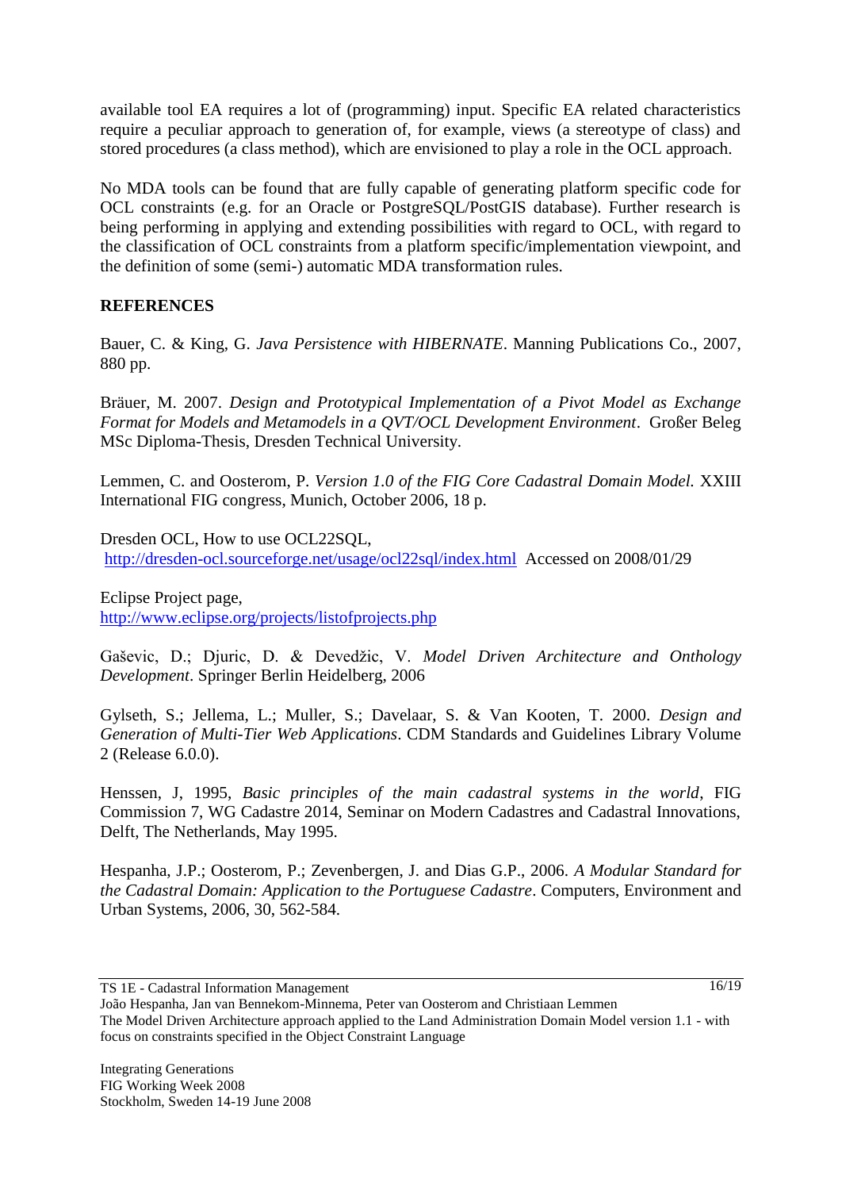available tool EA requires a lot of (programming) input. Specific EA related characteristics require a peculiar approach to generation of, for example, views (a stereotype of class) and stored procedures (a class method), which are envisioned to play a role in the OCL approach.

No MDA tools can be found that are fully capable of generating platform specific code for OCL constraints (e.g. for an Oracle or PostgreSQL/PostGIS database). Further research is being performing in applying and extending possibilities with regard to OCL, with regard to the classification of OCL constraints from a platform specific/implementation viewpoint, and the definition of some (semi-) automatic MDA transformation rules.

**REFERENCES**

Bauer, C. & King, G. *Java Persistence with HIBERNATE*. Manning Publications Co., 2007, 880 pp.

Bräuer, M. 2007. *Design and Prototypical Implementation of a Pivot Model as Exchange Format for Models and Metamodels in a QVT/OCL Development Environment*. Großer Beleg MSc Diploma-Thesis, Dresden Technical University.

Lemmen, C. and Oosterom, P. *Version 1.0 of the FIG Core Cadastral Domain Model.* XXIII International FIG congress, Munich, October 2006, 18 p.

Dresden OCL, How to use OCL22SQL, http://dresden-ocl.sourceforge.net/usage/ocl22sql/index.html Accessed on 2008/01/29

Eclipse Project page, http://www.eclipse.org/projects/listofprojects.php

Gaševic, D.; Djuric, D. & Devedžic, V. *Model Driven Architecture and Onthology Development*. Springer Berlin Heidelberg, 2006

Gylseth, S.; Jellema, L.; Muller, S.; Davelaar, S. & Van Kooten, T. 2000. *Design and Generation of Multi-Tier Web Applications*. CDM Standards and Guidelines Library Volume 2 (Release 6.0.0).

Henssen, J, 1995, *Basic principles of the main cadastral systems in the world*, FIG Commission 7, WG Cadastre 2014, Seminar on Modern Cadastres and Cadastral Innovations, Delft, The Netherlands, May 1995.

Hespanha, J.P.; Oosterom, P.; Zevenbergen, J. and Dias G.P., 2006. *A Modular Standard for the Cadastral Domain: Application to the Portuguese Cadastre*. Computers, Environment and Urban Systems, 2006, 30, 562-584.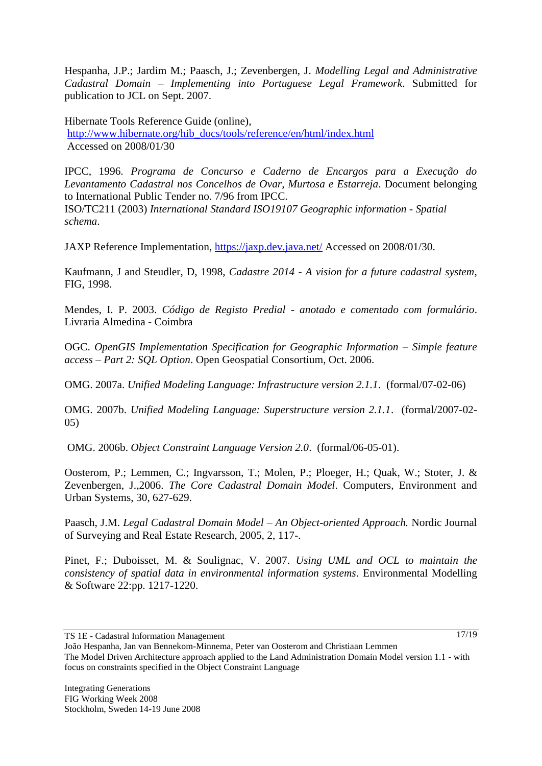Hespanha, J.P.; Jardim M.; Paasch, J.; Zevenbergen, J. *Modelling Legal and Administrative Cadastral Domain – Implementing into Portuguese Legal Framework*. Submitted for publication to JCL on Sept. 2007.

Hibernate Tools Reference Guide (online),
http://www.hibernate.org/hib_docs/tools/reference/en/html/index.html
Accessed on 2008/01/30

IPCC, 1996. *Programa de Concurso e Caderno de Encargos para a Execução do Levantamento Cadastral nos Concelhos de Ovar, Murtosa e Estarreja*. Document belonging to International Public Tender no. 7/96 from IPCC.
ISO/TC211 (2003) *International Standard ISO19107 Geographic information - Spatial schema*.

JAXP Reference Implementation, https://jaxp.dev.java.net/ Accessed on 2008/01/30.

Kaufmann, J and Steudler, D, 1998, *Cadastre 2014 - A vision for a future cadastral system*, FIG, 1998.

Mendes, I. P. 2003. *Código de Registo Predial - anotado e comentado com formulário*. Livraria Almedina - Coimbra

OGC. *OpenGIS Implementation Specification for Geographic Information – Simple feature access – Part 2: SQL Option*. Open Geospatial Consortium, Oct. 2006.

OMG. 2007a. *Unified Modeling Language: Infrastructure version 2.1.1*. (formal/07-02-06)

OMG. 2007b. *Unified Modeling Language: Superstructure version 2.1.1*. (formal/2007-02-05)

OMG. 2006b. *Object Constraint Language Version 2.0*. (formal/06-05-01).

Oosterom, P.; Lemmen, C.; Ingvarsson, T.; Molen, P.; Ploeger, H.; Quak, W.; Stoter, J. & Zevenbergen, J.,2006. *The Core Cadastral Domain Model*. Computers, Environment and Urban Systems, 30, 627-629.

Paasch, J.M. *Legal Cadastral Domain Model – An Object-oriented Approach.* Nordic Journal of Surveying and Real Estate Research, 2005, 2, 117-.

Pinet, F.; Duboisset, M. & Soulignac, V. 2007. *Using UML and OCL to maintain the consistency of spatial data in environmental information systems*. Environmental Modelling & Software 22:pp. 1217-1220.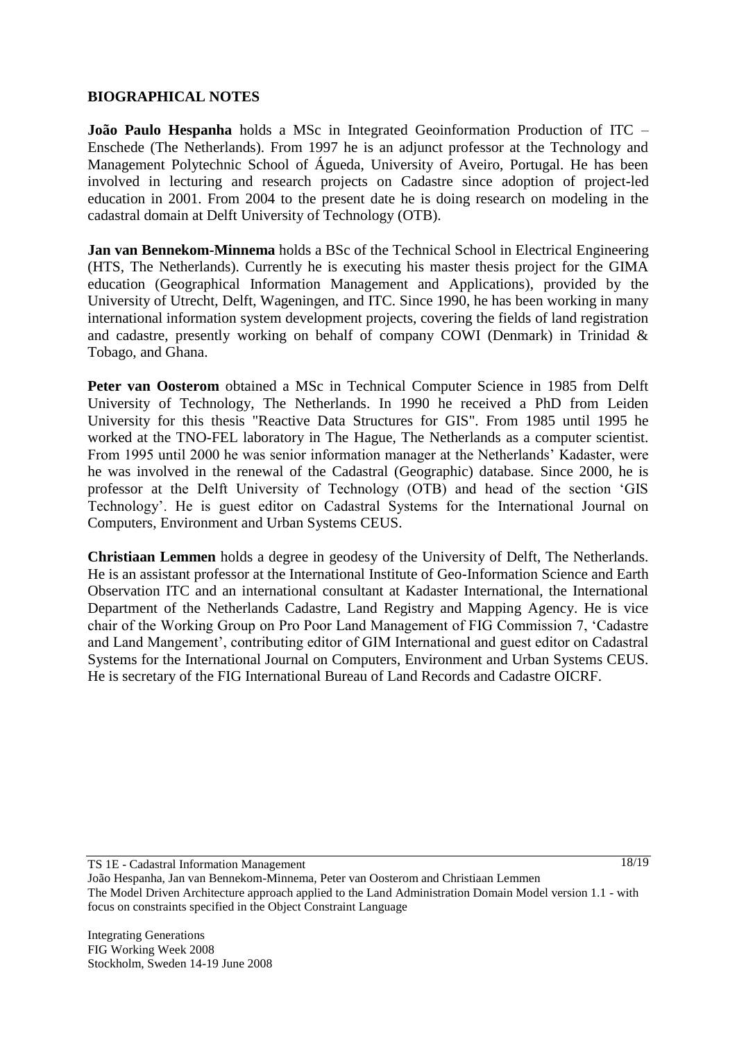## BIOGRAPHICAL NOTES

**João Paulo Hespanha** holds a MSc in Integrated Geoinformation Production of ITC – Enschede (The Netherlands). From 1997 he is an adjunct professor at the Technology and Management Polytechnic School of Águeda, University of Aveiro, Portugal. He has been involved in lecturing and research projects on Cadastre since adoption of project-led education in 2001. From 2004 to the present date he is doing research on modeling in the cadastral domain at Delft University of Technology (OTB).

**Jan van Bennekom-Minnema** holds a BSc of the Technical School in Electrical Engineering (HTS, The Netherlands). Currently he is executing his master thesis project for the GIMA education (Geographical Information Management and Applications), provided by the University of Utrecht, Delft, Wageningen, and ITC. Since 1990, he has been working in many international information system development projects, covering the fields of land registration and cadastre, presently working on behalf of company COWI (Denmark) in Trinidad & Tobago, and Ghana.

**Peter van Oosterom** obtained a MSc in Technical Computer Science in 1985 from Delft University of Technology, The Netherlands. In 1990 he received a PhD from Leiden University for this thesis "Reactive Data Structures for GIS". From 1985 until 1995 he worked at the TNO-FEL laboratory in The Hague, The Netherlands as a computer scientist. From 1995 until 2000 he was senior information manager at the Netherlands' Kadaster, were he was involved in the renewal of the Cadastral (Geographic) database. Since 2000, he is professor at the Delft University of Technology (OTB) and head of the section 'GIS Technology'. He is guest editor on Cadastral Systems for the International Journal on Computers, Environment and Urban Systems CEUS.

**Christiaan Lemmen** holds a degree in geodesy of the University of Delft, The Netherlands. He is an assistant professor at the International Institute of Geo-Information Science and Earth Observation ITC and an international consultant at Kadaster International, the International Department of the Netherlands Cadastre, Land Registry and Mapping Agency. He is vice chair of the Working Group on Pro Poor Land Management of FIG Commission 7, 'Cadastre and Land Mangement', contributing editor of GIM International and guest editor on Cadastral Systems for the International Journal on Computers, Environment and Urban Systems CEUS. He is secretary of the FIG International Bureau of Land Records and Cadastre OICRF.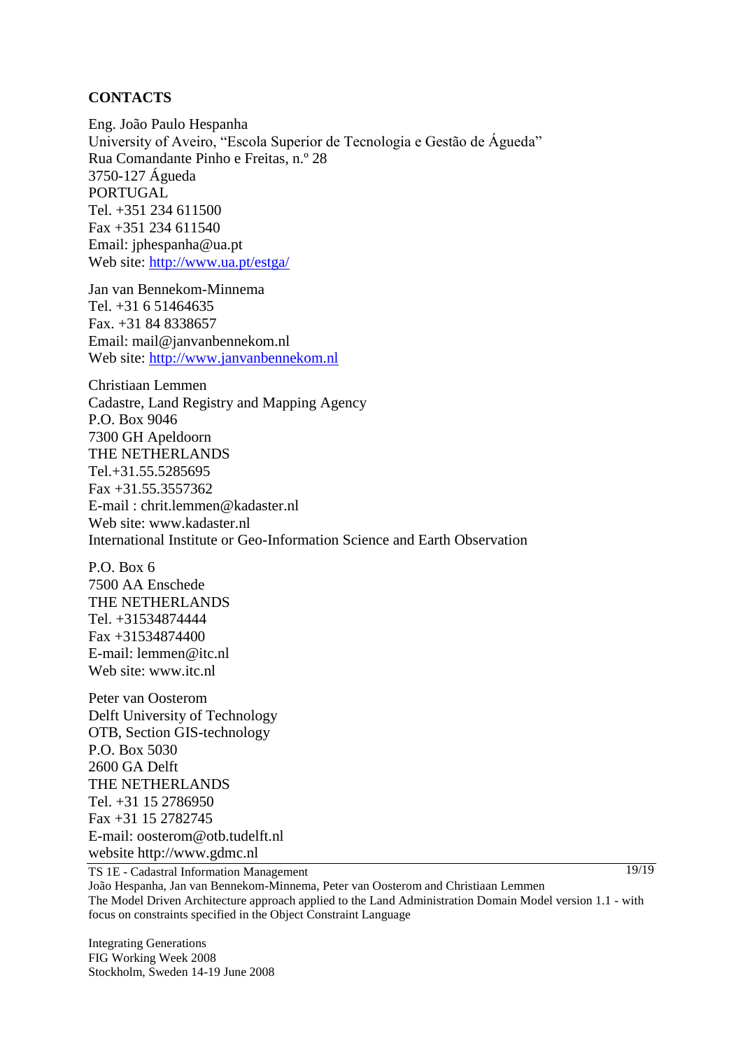**CONTACTS**

Eng. João Paulo Hespanha
University of Aveiro, "Escola Superior de Tecnologia e Gestão de Águeda"
Rua Comandante Pinho e Freitas, n.º 28
3750-127 Águeda
PORTUGAL
Tel. +351 234 611500
Fax +351 234 611540
Email: jphespanha@ua.pt
Web site: http://www.ua.pt/estga/

Jan van Bennekom-Minnema
Tel. +31 6 51464635
Fax. +31 84 8338657
Email: mail@janvanbennekom.nl
Web site: http://www.janvanbennekom.nl

Christiaan Lemmen
Cadastre, Land Registry and Mapping Agency
P.O. Box 9046
7300 GH Apeldoorn
THE NETHERLANDS
Tel.+31.55.5285695
Fax +31.55.3557362
E-mail : chrit.lemmen@kadaster.nl
Web site: www.kadaster.nl
International Institute or Geo-Information Science and Earth Observation

P.O. Box 6
7500 AA Enschede
THE NETHERLANDS
Tel. +31534874444
Fax +31534874400
E-mail: lemmen@itc.nl
Web site: www.itc.nl

Peter van Oosterom
Delft University of Technology
OTB, Section GIS-technology
P.O. Box 5030
2600 GA Delft
THE NETHERLANDS
Tel. +31 15 2786950
Fax +31 15 2782745
E-mail: oosterom@otb.tudelft.nl
website http://www.gdmc.nl